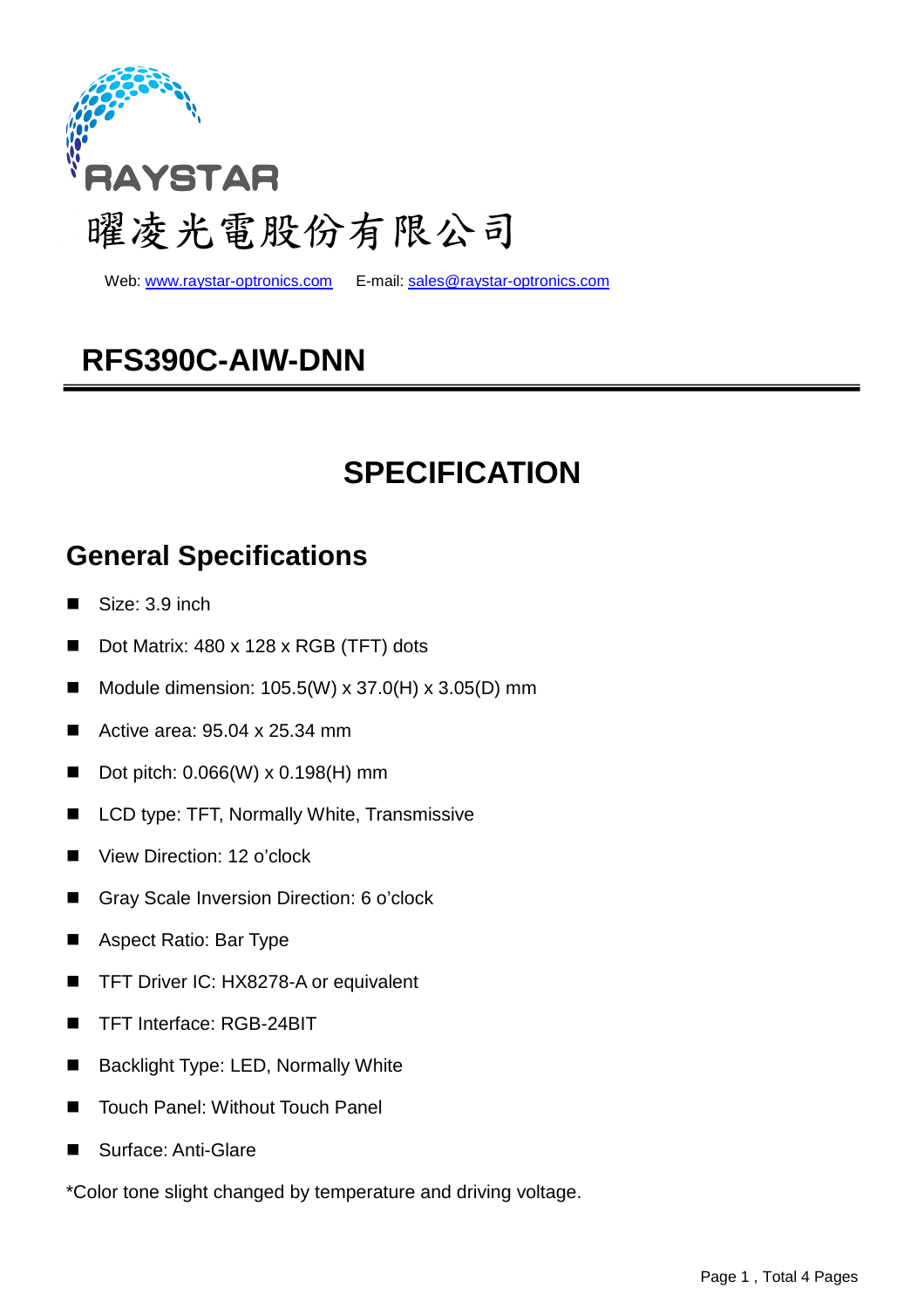RAYSTAR

曜凌光電股份有限公司

Web: www.raystar-optronics.com E-mail: sales@raystar-optronics.com

# RFS390C-AIW-DNN

# SPECIFICATION

## General Specifications

- Size: 3.9 inch
- Dot Matrix: 480 x 128 x RGB (TFT) dots
- Module dimension: 105.5(W) x 37.0(H) x 3.05(D) mm
- Active area: 95.04 x 25.34 mm
- Dot pitch: 0.066(W) x 0.198(H) mm
- LCD type: TFT, Normally White, Transmissive
- View Direction: 12 o’clock
- Gray Scale Inversion Direction: 6 o’clock
- Aspect Ratio: Bar Type
- TFT Driver IC: HX8278-A or equivalent
- TFT Interface: RGB-24BIT
- Backlight Type: LED, Normally White
- Touch Panel: Without Touch Panel
- Surface: Anti-Glare

*Color tone slight changed by temperature and driving voltage.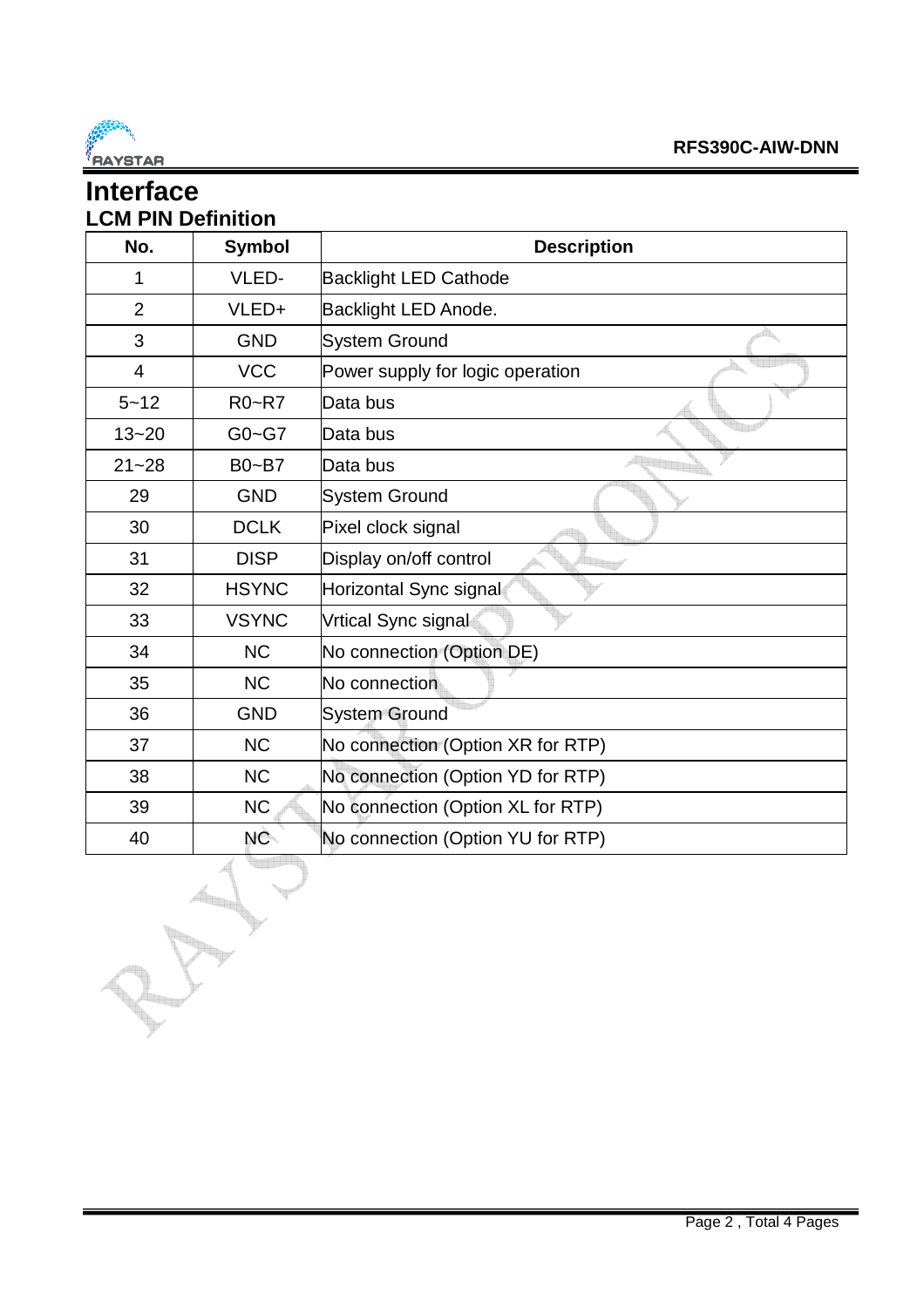# Interface

## LCM PIN Definition

| No. | Symbol | Description |
|---|---|---|
| 1 | VLED- | Backlight LED Cathode |
| 2 | VLED+ | Backlight LED Anode. |
| 3 | GND | System Ground |
| 4 | VCC | Power supply for logic operation |
| 5~12 | R0~R7 | Data bus |
| 13~20 | G0~G7 | Data bus |
| 21~28 | B0~B7 | Data bus |
| 29 | GND | System Ground |
| 30 | DCLK | Pixel clock signal |
| 31 | DISP | Display on/off control |
| 32 | HSYNC | Horizontal Sync signal |
| 33 | VSYNC | Vrtical Sync signal |
| 34 | NC | No connection (Option DE) |
| 35 | NC | No connection |
| 36 | GND | System Ground |
| 37 | NC | No connection (Option XR for RTP) |
| 38 | NC | No connection (Option YD for RTP) |
| 39 | NC | No connection (Option XL for RTP) |
| 40 | NC | No connection (Option YU for RTP) |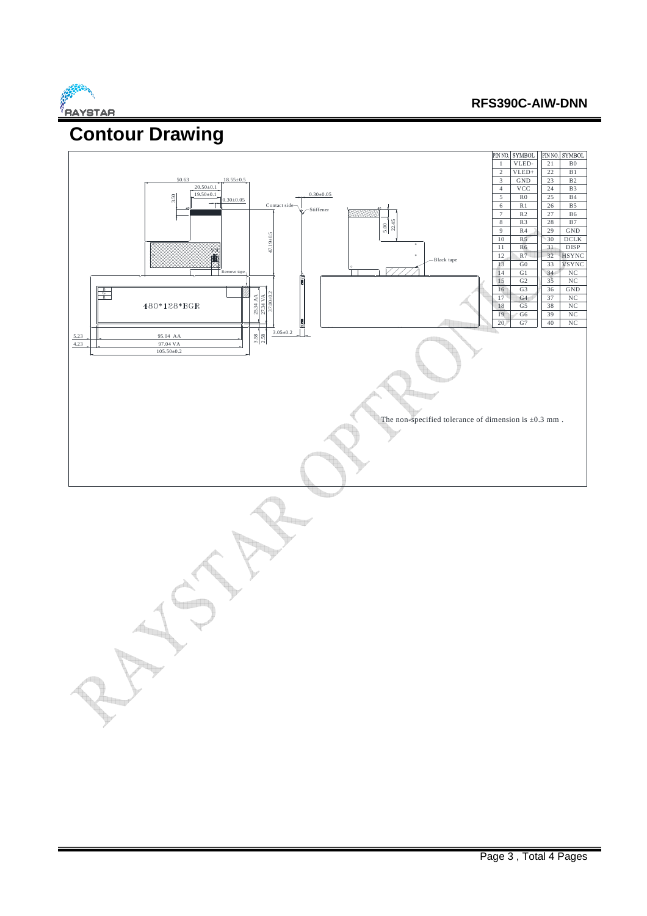# Contour Drawing

| PIN NO. | SYMBOL | PIN NO. | SYMBOL |
|---|---|---|---|
| 1 | VLED- | 21 | B0 |
| 2 | VLED+ | 22 | B1 |
| 3 | GND | 23 | B2 |
| 4 | VCC | 24 | B3 |
| 5 | R0 | 25 | B4 |
| 6 | R1 | 26 | B5 |
| 7 | R2 | 27 | B6 |
| 8 | R3 | 28 | B7 |
| 9 | R4 | 29 | GND |
| 10 | R5 | 30 | DCLK |
| 11 | R6 | 31 | DISP |
| 12 | R7 | 32 | HSYNC |
| 13 | G0 | 33 | VSYNC |
| 14 | G1 | 34 | NC |
| 15 | G2 | 35 | NC |
| 16 | G3 | 36 | GND |
| 17 | G4 | 37 | NC |
| 18 | G5 | 38 | NC |
| 19 | G6 | 39 | NC |
| 20 | G7 | 40 | NC |

50.63 18.55±0.5 20.50±0.1 19.50±0.1 3.50 0.30±0.05 0.30±0.05 Contact side Stiffener 5.00 22.45 47.19±0.5 Black tape Remove tape

480*128*BGR

25.34 AA 27.34 VA 37.00±0.2 3.05±0.2 3.58 2.58

5.23 4.23 95.04 AA 97.04 VA 105.50±0.2

The non-specified tolerance of dimension is ±0.3 mm .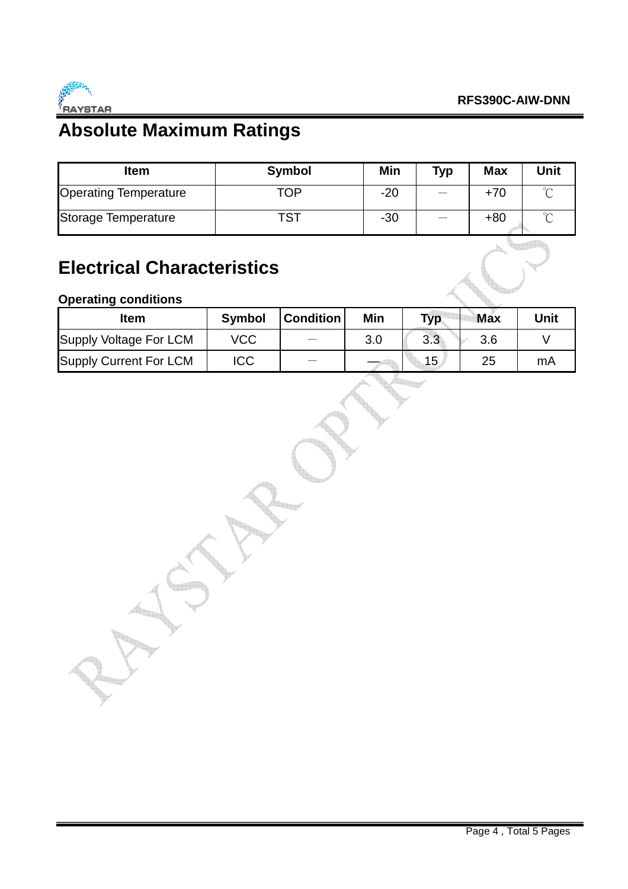## Absolute Maximum Ratings

| Item | Symbol | Min | Typ | Max | Unit |
|---|---|---|---|---|---|
| Operating Temperature | TOP | -20 | — | +70 | ℃ |
| Storage Temperature | TST | -30 | — | +80 | ℃ |

## Electrical Characteristics

**Operating conditions**

| Item | Symbol | Condition | Min | Typ | Max | Unit |
|---|---|---|---|---|---|---|
| Supply Voltage For LCM | VCC | — | 3.0 | 3.3 | 3.6 | V |
| Supply Current For LCM | ICC | — | — | 15 | 25 | mA |